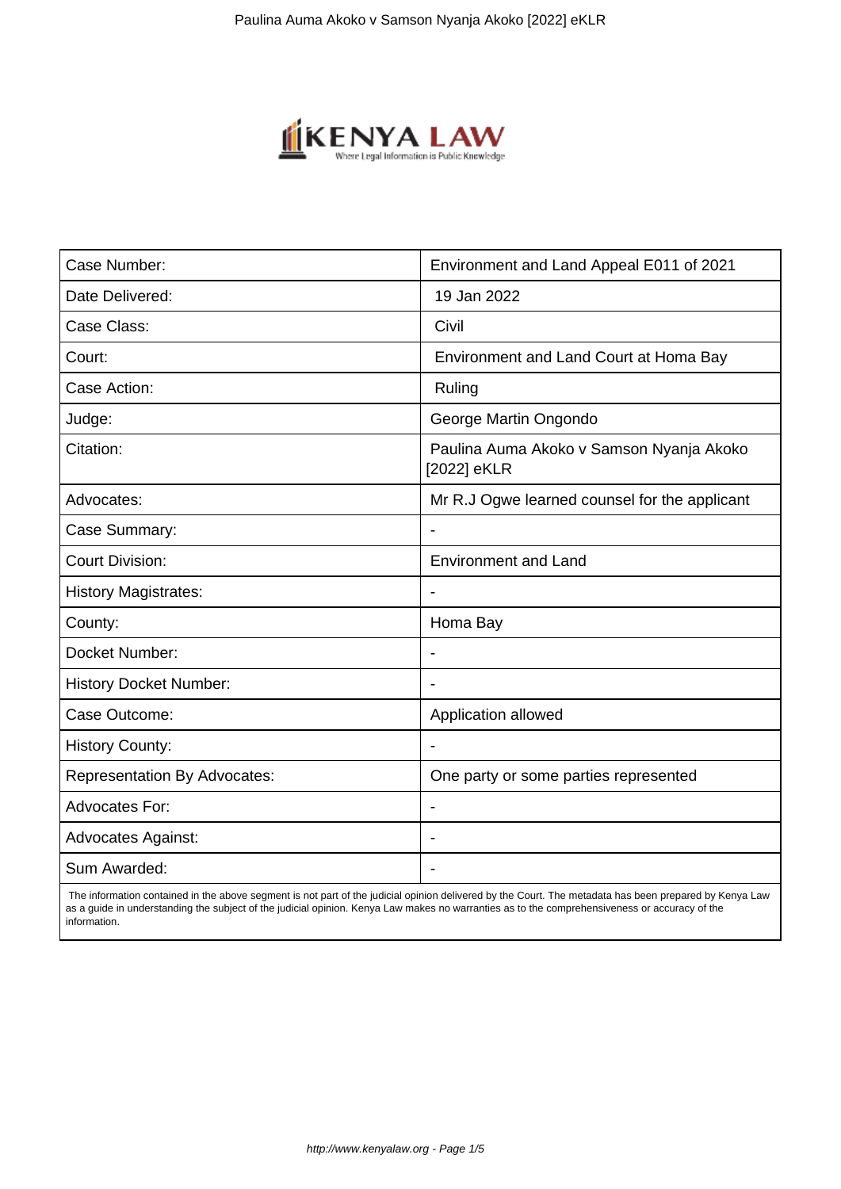| Case Number: | Environment and Land Appeal E011 of 2021 |
| --- | --- |
| Date Delivered: | 19 Jan 2022 |
| Case Class: | Civil |
| Court: | Environment and Land Court at Homa Bay |
| Case Action: | Ruling |
| Judge: | George Martin Ongondo |
| Citation: | Paulina Auma Akoko v Samson Nyanja Akoko [2022] eKLR |
| Advocates: | Mr R.J Ogwe learned counsel for the applicant |
| Case Summary: | - |
| Court Division: | Environment and Land |
| History Magistrates: | - |
| County: | Homa Bay |
| Docket Number: | - |
| History Docket Number: | - |
| Case Outcome: | Application allowed |
| History County: | - |
| Representation By Advocates: | One party or some parties represented |
| Advocates For: | - |
| Advocates Against: | - |
| Sum Awarded: | - |

The information contained in the above segment is not part of the judicial opinion delivered by the Court. The metadata has been prepared by Kenya Law as a guide in understanding the subject of the judicial opinion. Kenya Law makes no warranties as to the comprehensiveness or accuracy of the information.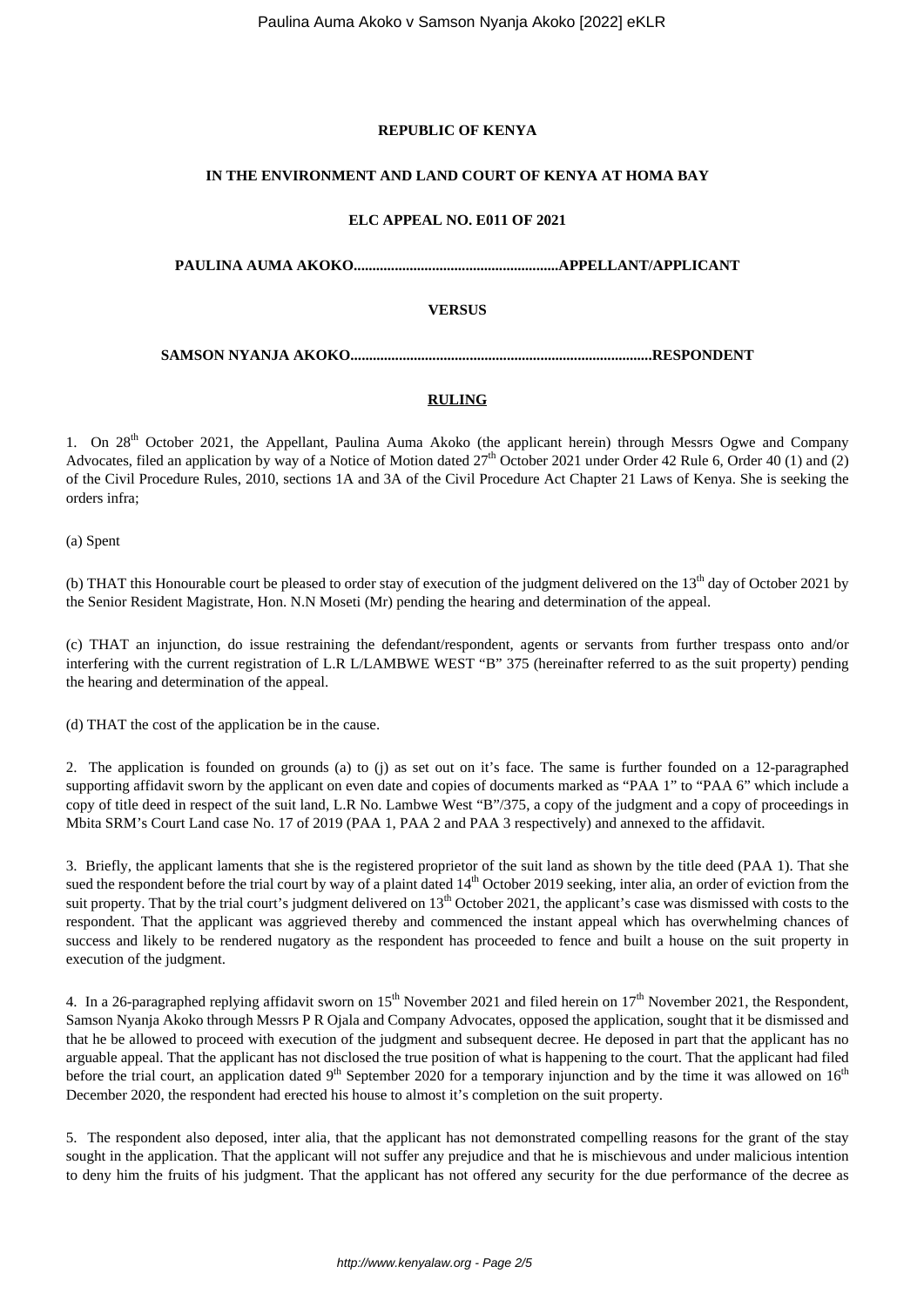**REPUBLIC OF KENYA**

**IN THE ENVIRONMENT AND LAND COURT OF KENYA AT HOMA BAY**

**ELC APPEAL NO. E011 OF 2021**

**PAULINA AUMA AKOKO.......................................................APPELLANT/APPLICANT**

**VERSUS**

**SAMSON NYANJA AKOKO................................................................................RESPONDENT**

**RULING**

1. On 28th October 2021, the Appellant, Paulina Auma Akoko (the applicant herein) through Messrs Ogwe and Company Advocates, filed an application by way of a Notice of Motion dated 27th October 2021 under Order 42 Rule 6, Order 40 (1) and (2) of the Civil Procedure Rules, 2010, sections 1A and 3A of the Civil Procedure Act Chapter 21 Laws of Kenya. She is seeking the orders infra;

(a) Spent

(b) THAT this Honourable court be pleased to order stay of execution of the judgment delivered on the 13th day of October 2021 by the Senior Resident Magistrate, Hon. N.N Moseti (Mr) pending the hearing and determination of the appeal.

(c) THAT an injunction, do issue restraining the defendant/respondent, agents or servants from further trespass onto and/or interfering with the current registration of L.R L/LAMBWE WEST "B" 375 (hereinafter referred to as the suit property) pending the hearing and determination of the appeal.

(d) THAT the cost of the application be in the cause.

2. The application is founded on grounds (a) to (j) as set out on it's face. The same is further founded on a 12-paragraphed supporting affidavit sworn by the applicant on even date and copies of documents marked as "PAA 1" to "PAA 6" which include a copy of title deed in respect of the suit land, L.R No. Lambwe West "B"/375, a copy of the judgment and a copy of proceedings in Mbita SRM's Court Land case No. 17 of 2019 (PAA 1, PAA 2 and PAA 3 respectively) and annexed to the affidavit.

3. Briefly, the applicant laments that she is the registered proprietor of the suit land as shown by the title deed (PAA 1). That she sued the respondent before the trial court by way of a plaint dated 14th October 2019 seeking, inter alia, an order of eviction from the suit property. That by the trial court's judgment delivered on 13th October 2021, the applicant's case was dismissed with costs to the respondent. That the applicant was aggrieved thereby and commenced the instant appeal which has overwhelming chances of success and likely to be rendered nugatory as the respondent has proceeded to fence and built a house on the suit property in execution of the judgment.

4. In a 26-paragraphed replying affidavit sworn on 15th November 2021 and filed herein on 17th November 2021, the Respondent, Samson Nyanja Akoko through Messrs P R Ojala and Company Advocates, opposed the application, sought that it be dismissed and that he be allowed to proceed with execution of the judgment and subsequent decree. He deposed in part that the applicant has no arguable appeal. That the applicant has not disclosed the true position of what is happening to the court. That the applicant had filed before the trial court, an application dated 9th September 2020 for a temporary injunction and by the time it was allowed on 16th December 2020, the respondent had erected his house to almost it's completion on the suit property.

5. The respondent also deposed, inter alia, that the applicant has not demonstrated compelling reasons for the grant of the stay sought in the application. That the applicant will not suffer any prejudice and that he is mischievous and under malicious intention to deny him the fruits of his judgment. That the applicant has not offered any security for the due performance of the decree as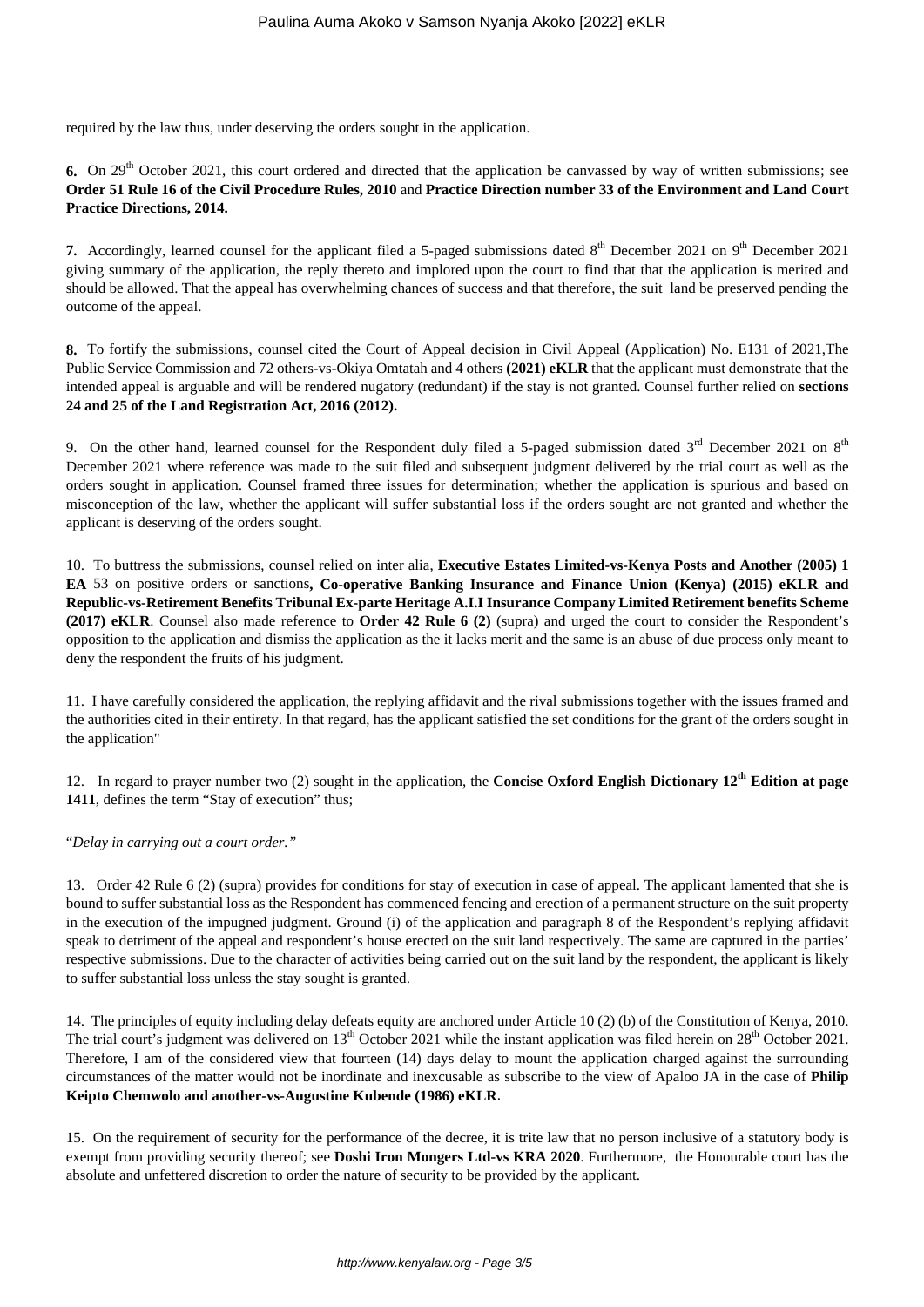required by the law thus, under deserving the orders sought in the application.

**6.** On 29th October 2021, this court ordered and directed that the application be canvassed by way of written submissions; see **Order 51 Rule 16 of the Civil Procedure Rules, 2010** and **Practice Direction number 33 of the Environment and Land Court Practice Directions, 2014.**

**7.** Accordingly, learned counsel for the applicant filed a 5-paged submissions dated 8th December 2021 on 9th December 2021 giving summary of the application, the reply thereto and implored upon the court to find that that the application is merited and should be allowed. That the appeal has overwhelming chances of success and that therefore, the suit land be preserved pending the outcome of the appeal.

**8.** To fortify the submissions, counsel cited the Court of Appeal decision in Civil Appeal (Application) No. E131 of 2021,The Public Service Commission and 72 others-vs-Okiya Omtatah and 4 others **(2021) eKLR** that the applicant must demonstrate that the intended appeal is arguable and will be rendered nugatory (redundant) if the stay is not granted. Counsel further relied on **sections 24 and 25 of the Land Registration Act, 2016 (2012).**

9. On the other hand, learned counsel for the Respondent duly filed a 5-paged submission dated 3rd December 2021 on 8th December 2021 where reference was made to the suit filed and subsequent judgment delivered by the trial court as well as the orders sought in application. Counsel framed three issues for determination; whether the application is spurious and based on misconception of the law, whether the applicant will suffer substantial loss if the orders sought are not granted and whether the applicant is deserving of the orders sought.

10. To buttress the submissions, counsel relied on inter alia, **Executive Estates Limited-vs-Kenya Posts and Another (2005) 1 EA** 53 on positive orders or sanctions**, Co-operative Banking Insurance and Finance Union (Kenya) (2015) eKLR and Republic-vs-Retirement Benefits Tribunal Ex-parte Heritage A.I.I Insurance Company Limited Retirement benefits Scheme (2017) eKLR**. Counsel also made reference to **Order 42 Rule 6 (2)** (supra) and urged the court to consider the Respondent's opposition to the application and dismiss the application as the it lacks merit and the same is an abuse of due process only meant to deny the respondent the fruits of his judgment.

11. I have carefully considered the application, the replying affidavit and the rival submissions together with the issues framed and the authorities cited in their entirety. In that regard, has the applicant satisfied the set conditions for the grant of the orders sought in the application"

12. In regard to prayer number two (2) sought in the application, the **Concise Oxford English Dictionary 12th Edition at page 1411**, defines the term "Stay of execution" thus;

"*Delay in carrying out a court order."*

13. Order 42 Rule 6 (2) (supra) provides for conditions for stay of execution in case of appeal. The applicant lamented that she is bound to suffer substantial loss as the Respondent has commenced fencing and erection of a permanent structure on the suit property in the execution of the impugned judgment. Ground (i) of the application and paragraph 8 of the Respondent's replying affidavit speak to detriment of the appeal and respondent's house erected on the suit land respectively. The same are captured in the parties' respective submissions. Due to the character of activities being carried out on the suit land by the respondent, the applicant is likely to suffer substantial loss unless the stay sought is granted.

14. The principles of equity including delay defeats equity are anchored under Article 10 (2) (b) of the Constitution of Kenya, 2010. The trial court's judgment was delivered on 13th October 2021 while the instant application was filed herein on 28th October 2021. Therefore, I am of the considered view that fourteen (14) days delay to mount the application charged against the surrounding circumstances of the matter would not be inordinate and inexcusable as subscribe to the view of Apaloo JA in the case of **Philip Keipto Chemwolo and another-vs-Augustine Kubende (1986) eKLR**.

15. On the requirement of security for the performance of the decree, it is trite law that no person inclusive of a statutory body is exempt from providing security thereof; see **Doshi Iron Mongers Ltd-vs KRA 2020**. Furthermore, the Honourable court has the absolute and unfettered discretion to order the nature of security to be provided by the applicant.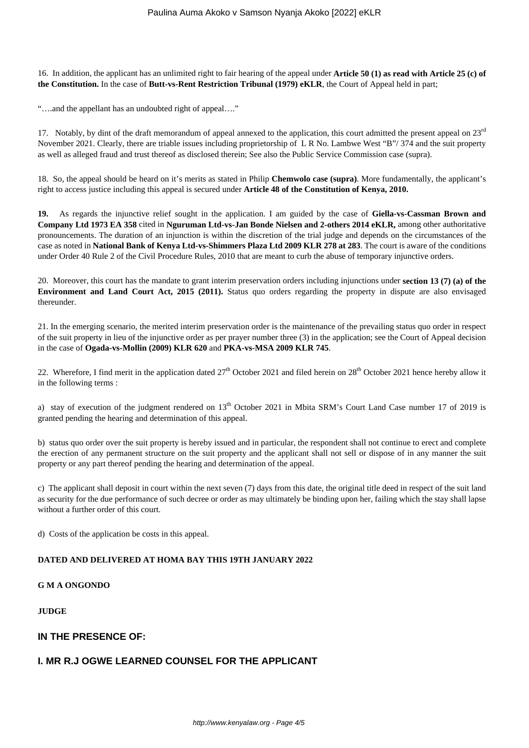16. In addition, the applicant has an unlimited right to fair hearing of the appeal under **Article 50 (1) as read with Article 25 (c) of the Constitution.** In the case of **Butt-vs-Rent Restriction Tribunal (1979) eKLR**, the Court of Appeal held in part;

"….and the appellant has an undoubted right of appeal…."

17. Notably, by dint of the draft memorandum of appeal annexed to the application, this court admitted the present appeal on 23rd November 2021. Clearly, there are triable issues including proprietorship of L R No. Lambwe West "B"/ 374 and the suit property as well as alleged fraud and trust thereof as disclosed therein; See also the Public Service Commission case (supra).

18. So, the appeal should be heard on it's merits as stated in Philip **Chemwolo case (supra)**. More fundamentally, the applicant's right to access justice including this appeal is secured under **Article 48 of the Constitution of Kenya, 2010.**

**19.** As regards the injunctive relief sought in the application. I am guided by the case of **Giella-vs-Cassman Brown and Company Ltd 1973 EA 358** cited in **Nguruman Ltd-vs-Jan Bonde Nielsen and 2-others 2014 eKLR,** among other authoritative pronouncements. The duration of an injunction is within the discretion of the trial judge and depends on the circumstances of the case as noted in **National Bank of Kenya Ltd-vs-Shimmers Plaza Ltd 2009 KLR 278 at 283**. The court is aware of the conditions under Order 40 Rule 2 of the Civil Procedure Rules, 2010 that are meant to curb the abuse of temporary injunctive orders.

20. Moreover, this court has the mandate to grant interim preservation orders including injunctions under **section 13 (7) (a) of the Environment and Land Court Act, 2015 (2011).** Status quo orders regarding the property in dispute are also envisaged thereunder.

21. In the emerging scenario, the merited interim preservation order is the maintenance of the prevailing status quo order in respect of the suit property in lieu of the injunctive order as per prayer number three (3) in the application; see the Court of Appeal decision in the case of **Ogada-vs-Mollin (2009) KLR 620** and **PKA-vs-MSA 2009 KLR 745**.

22. Wherefore, I find merit in the application dated 27th October 2021 and filed herein on 28th October 2021 hence hereby allow it in the following terms :

a) stay of execution of the judgment rendered on 13th October 2021 in Mbita SRM's Court Land Case number 17 of 2019 is granted pending the hearing and determination of this appeal.

b) status quo order over the suit property is hereby issued and in particular, the respondent shall not continue to erect and complete the erection of any permanent structure on the suit property and the applicant shall not sell or dispose of in any manner the suit property or any part thereof pending the hearing and determination of the appeal.

c) The applicant shall deposit in court within the next seven (7) days from this date, the original title deed in respect of the suit land as security for the due performance of such decree or order as may ultimately be binding upon her, failing which the stay shall lapse without a further order of this court.

d) Costs of the application be costs in this appeal.

**DATED AND DELIVERED AT HOMA BAY THIS 19TH JANUARY 2022**

**G M A ONGONDO**

**JUDGE**

## IN THE PRESENCE OF:

## I. MR R.J OGWE LEARNED COUNSEL FOR THE APPLICANT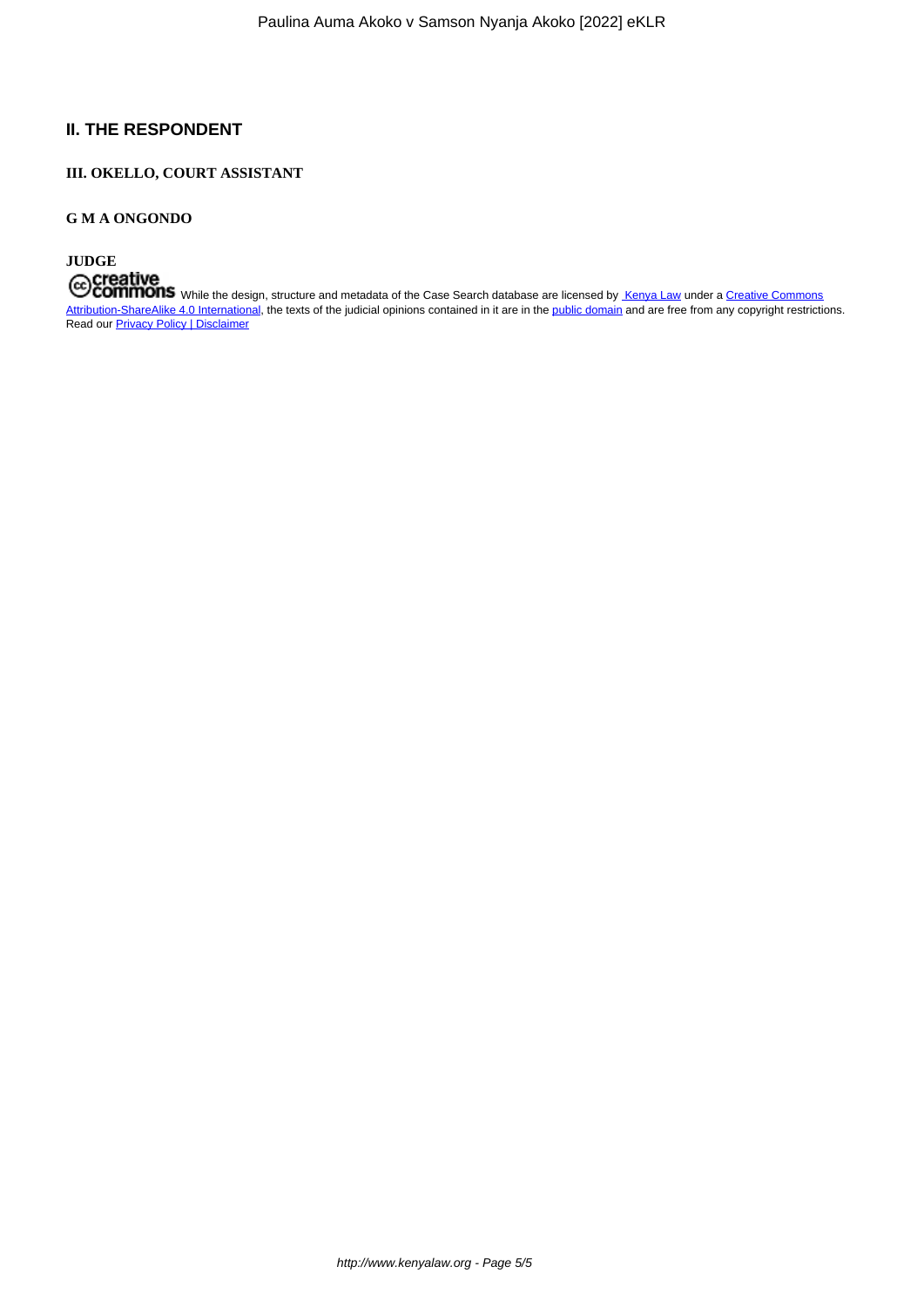## II. THE RESPONDENT

**III. OKELLO, COURT ASSISTANT**

**G M A ONGONDO**

**JUDGE**

While the design, structure and metadata of the Case Search database are licensed by Kenya Law under a Creative Commons Attribution-ShareAlike 4.0 International, the texts of the judicial opinions contained in it are in the public domain and are free from any copyright restrictions. Read our Privacy Policy | Disclaimer